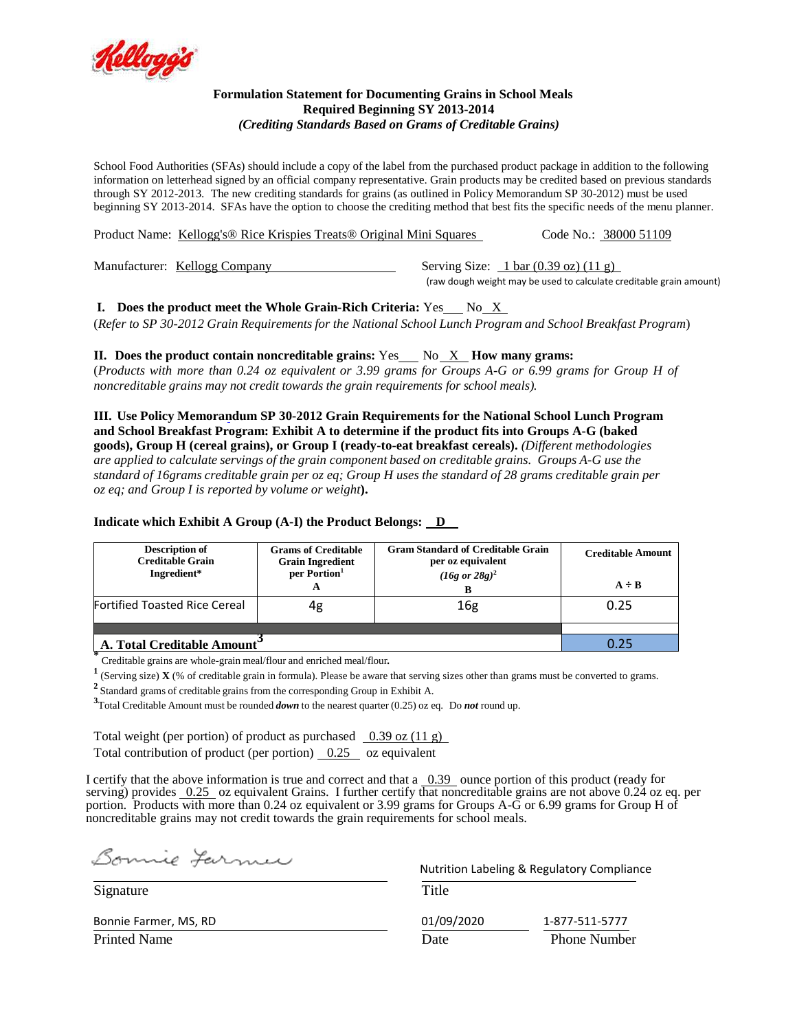Kellogg's

**Formulation Statement for Documenting Grains in School Meals**
**Required Beginning SY 2013-2014**
***(Crediting Standards Based on Grams of Creditable Grains)***

School Food Authorities (SFAs) should include a copy of the label from the purchased product package in addition to the following information on letterhead signed by an official company representative. Grain products may be credited based on previous standards through SY 2012-2013. The new crediting standards for grains (as outlined in Policy Memorandum SP 30-2012) must be used beginning SY 2013-2014. SFAs have the option to choose the crediting method that best fits the specific needs of the menu planner.

Product Name: Kellogg's® Rice Krispies Treats® Original Mini Squares Code No.: 38000 51109

Manufacturer: Kellogg Company Serving Size: 1 bar (0.39 oz) (11 g)
(raw dough weight may be used to calculate creditable grain amount)

**I. Does the product meet the Whole Grain-Rich Criteria:** Yes___ No X
(*Refer to SP 30-2012 Grain Requirements for the National School Lunch Program and School Breakfast Program*)

**II. Does the product contain noncreditable grains:** Yes___ No X **How many grams:**
(*Products with more than 0.24 oz equivalent or 3.99 grams for Groups A-G or 6.99 grams for Group H of noncreditable grains may not credit towards the grain requirements for school meals).*

**III. Use Policy Memorandum SP 30-2012 Grain Requirements for the National School Lunch Program and School Breakfast Program: Exhibit A to determine if the product fits into Groups A-G (baked goods), Group H (cereal grains), or Group I (ready-to-eat breakfast cereals).** *(Different methodologies are applied to calculate servings of the grain component based on creditable grains. Groups A-G use the standard of 16grams creditable grain per oz eq; Group H uses the standard of 28 grams creditable grain per oz eq; and Group I is reported by volume or weight***).**

**Indicate which Exhibit A Group (A-I) the Product Belongs: D**

| Description of Creditable Grain Ingredient* | Grams of Creditable Grain Ingredient per Portion[1] A | Gram Standard of Creditable Grain per oz equivalent (16g or 28g)[2] B | Creditable Amount A ÷ B |
|---|---|---|---|
| Fortified Toasted Rice Cereal | 4g | 16g | 0.25 |
| | | | |
| **A. Total Creditable Amount[3]** | | | 0.25 |

\* Creditable grains are whole-grain meal/flour and enriched meal/flour.
[1] (Serving size) **X** (% of creditable grain in formula). Please be aware that serving sizes other than grams must be converted to grams.
[2] Standard grams of creditable grains from the corresponding Group in Exhibit A.
[3] Total Creditable Amount must be rounded ***down*** to the nearest quarter (0.25) oz eq. Do ***not*** round up.

Total weight (per portion) of product as purchased 0.39 oz (11 g)
Total contribution of product (per portion) 0.25 oz equivalent

I certify that the above information is true and correct and that a 0.39 ounce portion of this product (ready for serving) provides 0.25 oz equivalent Grains. I further certify that noncreditable grains are not above 0.24 oz eq. per portion. Products with more than 0.24 oz equivalent or 3.99 grams for Groups A-G or 6.99 grams for Group H of noncreditable grains may not credit towards the grain requirements for school meals.

Bonnie Farmer
Signature

Nutrition Labeling & Regulatory Compliance
Title

Bonnie Farmer, MS, RD
Printed Name

01/09/2020
Date

1-877-511-5777
Phone Number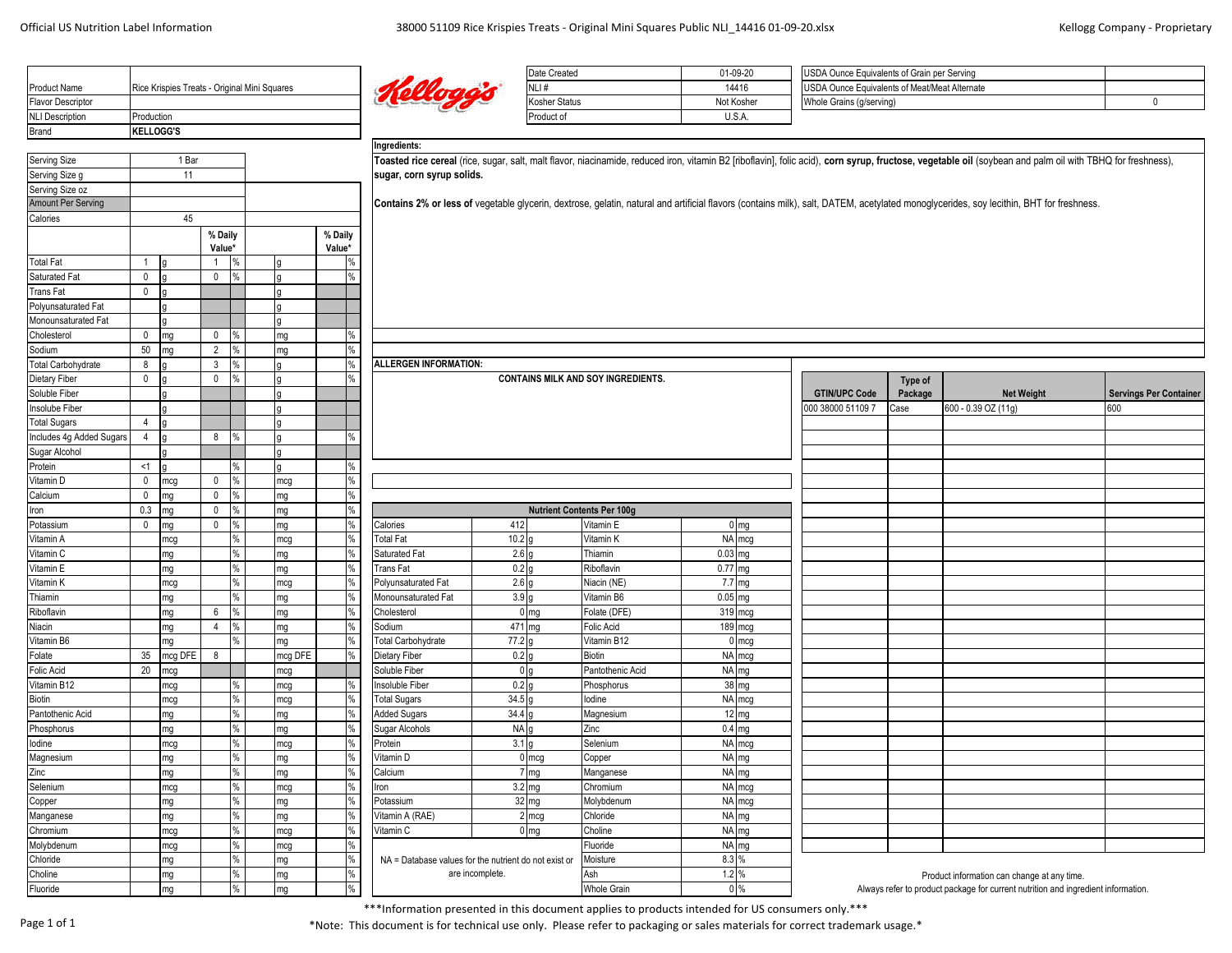Official US Nutrition Label Information

38000 51109 Rice Krispies Treats - Original Mini Squares Public NLI_14416 01-09-20.xlsx

Kellogg Company - Proprietary

| | |
|---|---|
| Product Name | Rice Krispies Treats - Original Mini Squares |
| Flavor Descriptor | |
| NLI Description | Production |
| Brand | **KELLOGG'S** |

| | |
|---|---|
| Date Created | 01-09-20 |
| NLI # | 14416 |
| Kosher Status | Not Kosher |
| Product of | U.S.A. |

| | |
|---|---|
| USDA Ounce Equivalents of Grain per Serving | |
| USDA Ounce Equivalents of Meat/Meat Alternate | |
| Whole Grains (g/serving) | 0 |

| | | | | | | | | |
|---|---|---|---|---|---|---|---|---|
| Serving Size | 1 Bar | | | | | | | |
| Serving Size g | 11 | | | | | | | |
| Serving Size oz | | | | | | | | |
| Amount Per Serving | | | | | | | | |
| Calories | 45 | | | | | | | |
| | | | % Daily Value* | | | | % Daily Value* | |
| Total Fat | 1 | g | 1 | % | | g | | % |
| Saturated Fat | 0 | g | 0 | % | | g | | % |
| Trans Fat | 0 | g | | | | g | | |
| Polyunsaturated Fat | | g | | | | g | | |
| Monounsaturated Fat | | g | | | | g | | |
| Cholesterol | 0 | mg | 0 | % | | mg | | % |
| Sodium | 50 | mg | 2 | % | | mg | | % |
| Total Carbohydrate | 8 | g | 3 | % | | g | | % |
| Dietary Fiber | 0 | g | 0 | % | | g | | % |
| Soluble Fiber | | g | | | | g | | |
| Insolube Fiber | | g | | | | g | | |
| Total Sugars | 4 | g | | | | g | | |
| Includes 4g Added Sugars | 4 | g | 8 | % | | g | | % |
| Sugar Alcohol | | g | | | | g | | |
| Protein | <1 | g | | % | | g | | % |
| Vitamin D | 0 | mcg | 0 | % | | mcg | | % |
| Calcium | 0 | mg | 0 | % | | mg | | % |
| Iron | 0.3 | mg | 0 | % | | mg | | % |
| Potassium | 0 | mg | 0 | % | | mg | | % |
| Vitamin A | | mcg | | % | | mcg | | % |
| Vitamin C | | mg | | % | | mg | | % |
| Vitamin E | | mg | | % | | mg | | % |
| Vitamin K | | mcg | | % | | mcg | | % |
| Thiamin | | mg | | % | | mg | | % |
| Riboflavin | | mg | 6 | % | | mg | | % |
| Niacin | | mg | 4 | % | | mg | | % |
| Vitamin B6 | | mg | | % | | mg | | % |
| Folate | 35 | mcg DFE | 8 | | | mcg DFE | | % |
| Folic Acid | 20 | mcg | | | | mcg | | |
| Vitamin B12 | | mcg | | % | | mcg | | % |
| Biotin | | mcg | | % | | mcg | | % |
| Pantothenic Acid | | mg | | % | | mg | | % |
| Phosphorus | | mg | | % | | mg | | % |
| Iodine | | mcg | | % | | mcg | | % |
| Magnesium | | mg | | % | | mg | | % |
| Zinc | | mg | | % | | mg | | % |
| Selenium | | mcg | | % | | mcg | | % |
| Copper | | mg | | % | | mg | | % |
| Manganese | | mg | | % | | mg | | % |
| Chromium | | mcg | | % | | mcg | | % |
| Molybdenum | | mcg | | % | | mcg | | % |
| Chloride | | mg | | % | | mg | | % |
| Choline | | mg | | % | | mg | | % |
| Fluoride | | mg | | % | | mg | | % |

**Ingredients:**

**Toasted rice cereal** (rice, sugar, salt, malt flavor, niacinamide, reduced iron, vitamin B2 [riboflavin], folic acid), **corn syrup, fructose, vegetable oil** (soybean and palm oil with TBHQ for freshness), **sugar, corn syrup solids.**

**Contains 2% or less of** vegetable glycerin, dextrose, gelatin, natural and artificial flavors (contains milk), salt, DATEM, acetylated monoglycerides, soy lecithin, BHT for freshness.

**ALLERGEN INFORMATION:**

**CONTAINS MILK AND SOY INGREDIENTS.**

| GTIN/UPC Code | Type of Package | Net Weight | Servings Per Container |
|---|---|---|---|
| 000 38000 51109 7 | Case | 600 - 0.39 OZ (11g) | 600 |

**Nutrient Contents Per 100g**

| | | | | | |
|---|---|---|---|---|---|
| Calories | 412 | | Vitamin E | 0 | mg |
| Total Fat | 10.2 | g | Vitamin K | NA | mcg |
| Saturated Fat | 2.6 | g | Thiamin | 0.03 | mg |
| Trans Fat | 0.2 | g | Riboflavin | 0.77 | mg |
| Polyunsaturated Fat | 2.6 | g | Niacin (NE) | 7.7 | mg |
| Monounsaturated Fat | 3.9 | g | Vitamin B6 | 0.05 | mg |
| Cholesterol | 0 | mg | Folate (DFE) | 319 | mcg |
| Sodium | 471 | mg | Folic Acid | 189 | mcg |
| Total Carbohydrate | 77.2 | g | Vitamin B12 | 0 | mcg |
| Dietary Fiber | 0.2 | g | Biotin | NA | mcg |
| Soluble Fiber | 0 | g | Pantothenic Acid | NA | mg |
| Insoluble Fiber | 0.2 | g | Phosphorus | 38 | mg |
| Total Sugars | 34.5 | g | Iodine | NA | mcg |
| Added Sugars | 34.4 | g | Magnesium | 12 | mg |
| Sugar Alcohols | NA | g | Zinc | 0.4 | mg |
| Protein | 3.1 | g | Selenium | NA | mcg |
| Vitamin D | 0 | mcg | Copper | NA | mg |
| Calcium | 7 | mg | Manganese | NA | mg |
| Iron | 3.2 | mg | Chromium | NA | mcg |
| Potassium | 32 | mg | Molybdenum | NA | mcg |
| Vitamin A (RAE) | 2 | mcg | Chloride | NA | mg |
| Vitamin C | 0 | mg | Choline | NA | mg |
| | | | Fluoride | NA | mg |
| NA = Database values for the nutrient do not exist or are incomplete. | | | Moisture | 8.3 | % |
| | | | Ash | 1.2 | % |
| | | | Whole Grain | 0 | % |

Product information can change at any time.
Always refer to product package for current nutrition and ingredient information.

***Information presented in this document applies to products intended for US consumers only.***

*Note: This document is for technical use only. Please refer to packaging or sales materials for correct trademark usage.*